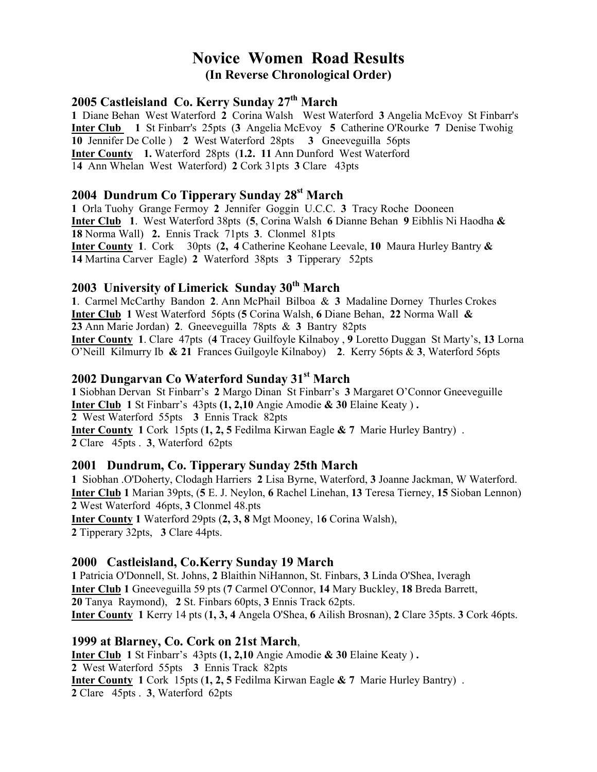# Novice Women Road Results

### (In Reverse Chronological Order)

## 2005 Castleisland Co. Kerry Sunday 27th March

**1** Diane Behan West Waterford **2** Corina Walsh West Waterford **3** Angelia McEvoy St Finbarr's
**Inter Club** **1** St Finbarr's 25pts (**3** Angelia McEvoy **5** Catherine O'Rourke **7** Denise Twohig **10** Jennifer De Colle ) **2** West Waterford 28pts **3** Gneeveguilla 56pts
**Inter County** **1.** Waterford 28pts (**1.2. 11** Ann Dunford West Waterford 1**4** Ann Whelan West Waterford) **2** Cork 31pts **3** Clare 43pts

## 2004 Dundrum Co Tipperary Sunday 28st March

**1** Orla Tuohy Grange Fermoy **2** Jennifer Goggin U.C.C. **3** Tracy Roche Dooneen
**Inter Club** **1**. West Waterford 38pts (**5**, Corina Walsh **6** Dianne Behan **9** Eibhlis Ni Haodha **& 18** Norma Wall) **2.** Ennis Track 71pts **3**. Clonmel 81pts
**Inter County** **1**. Cork 30pts (**2, 4** Catherine Keohane Leevale, **10** Maura Hurley Bantry **& 14** Martina Carver Eagle) **2** Waterford 38pts **3** Tipperary 52pts

## 2003 University of Limerick Sunday 30th March

**1**. Carmel McCarthy Bandon **2**. Ann McPhail Bilboa & **3** Madaline Dorney Thurles Crokes
**Inter Club** **1** West Waterford 56pts (**5** Corina Walsh, **6** Diane Behan, **22** Norma Wall **& 23** Ann Marie Jordan) **2**. Gneeveguilla 78pts & **3** Bantry 82pts
**Inter County** **1**. Clare 47pts (**4** Tracey Guilfoyle Kilnaboy , **9** Loretto Duggan St Marty's, **13** Lorna O'Neill Kilmurry Ib **& 21** Frances Guilgoyle Kilnaboy) **2**. Kerry 56pts & **3**, Waterford 56pts

## 2002 Dungarvan Co Waterford Sunday 31st March

**1** Siobhan Dervan St Finbarr's **2** Margo Dinan St Finbarr's **3** Margaret O'Connor Gneeveguille
**Inter Club** **1** St Finbarr's 43pts **(1, 2,10** Angie Amodie **& 30** Elaine Keaty ) **.**
**2** West Waterford 55pts **3** Ennis Track 82pts
**Inter County** **1** Cork 15pts (**1, 2, 5** Fedilma Kirwan Eagle **& 7** Marie Hurley Bantry) .
**2** Clare 45pts . **3**, Waterford 62pts

## 2001 Dundrum, Co. Tipperary Sunday 25th March

**1** Siobhan .O'Doherty, Clodagh Harriers **2** Lisa Byrne, Waterford, **3** Joanne Jackman, W Waterford.
**Inter Club** **1** Marian 39pts, (**5** E. J. Neylon, **6** Rachel Linehan, **13** Teresa Tierney, **15** Sioban Lennon)
**2** West Waterford 46pts, **3** Clonmel 48.pts
**Inter County** **1** Waterford 29pts (**2, 3, 8** Mgt Mooney, 1**6** Corina Walsh),
**2** Tipperary 32pts, **3** Clare 44pts.

## 2000 Castleisland, Co.Kerry Sunday 19 March

**1** Patricia O'Donnell, St. Johns, **2** Blaithin NiHannon, St. Finbars, **3** Linda O'Shea, Iveragh
**Inter Club** **1** Gneeveguilla 59 pts (**7** Carmel O'Connor, **14** Mary Buckley, **18** Breda Barrett, **20** Tanya Raymond), **2** St. Finbars 60pts, **3** Ennis Track 62pts.
**Inter County** **1** Kerry 14 pts (**1, 3, 4** Angela O'Shea, **6** Ailish Brosnan), **2** Clare 35pts. **3** Cork 46pts.

## 1999 at Blarney, Co. Cork on 21st March,

**Inter Club** **1** St Finbarr's 43pts **(1, 2,10** Angie Amodie **& 30** Elaine Keaty ) **.**
**2** West Waterford 55pts **3** Ennis Track 82pts
**Inter County** **1** Cork 15pts (**1, 2, 5** Fedilma Kirwan Eagle **& 7** Marie Hurley Bantry) .
**2** Clare 45pts . **3**, Waterford 62pts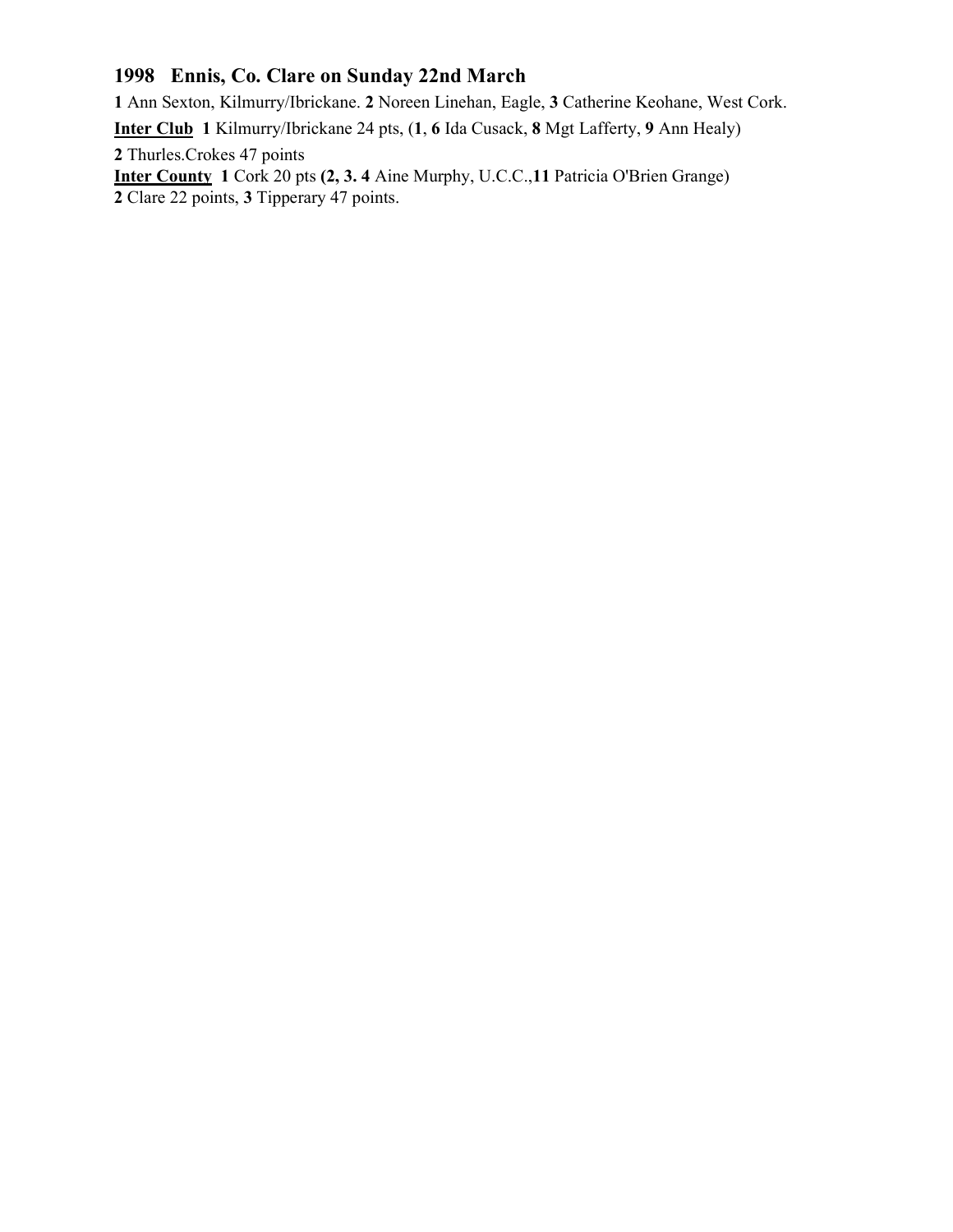## 1998 Ennis, Co. Clare on Sunday 22nd March

**1** Ann Sexton, Kilmurry/Ibrickane. **2** Noreen Linehan, Eagle, **3** Catherine Keohane, West Cork.

**Inter Club** **1** Kilmurry/Ibrickane 24 pts, (**1**, **6** Ida Cusack, **8** Mgt Lafferty, **9** Ann Healy)

**2** Thurles.Crokes 47 points

**Inter County** **1** Cork 20 pts **(2, 3. 4** Aine Murphy, U.C.C.,**11** Patricia O'Brien Grange)

**2** Clare 22 points, **3** Tipperary 47 points.